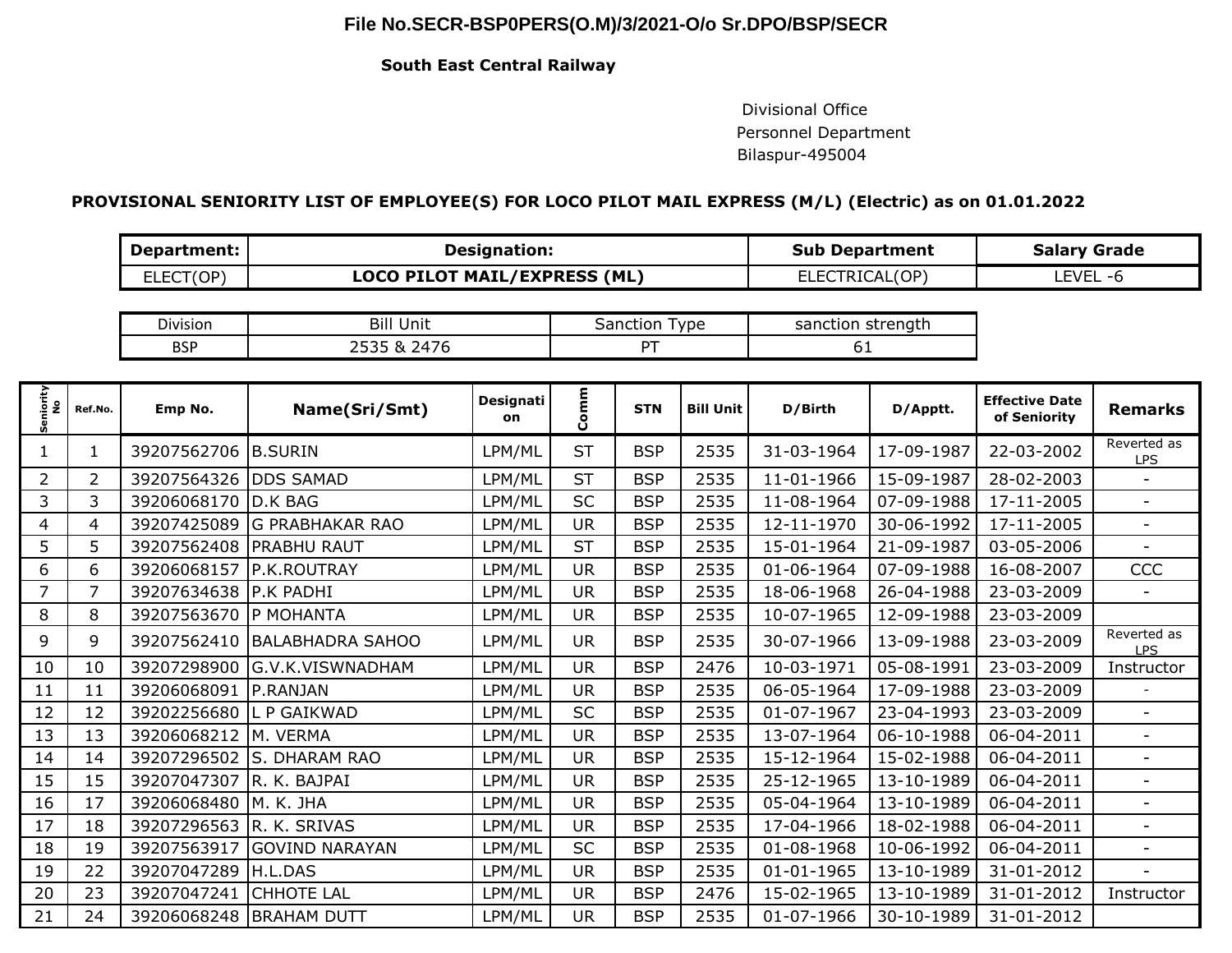**File No.SECR-BSP0PERS(O.M)/3/2021-O/o Sr.DPO/BSP/SECR**

**South East Central Railway**

Divisional Office
Personnel Department
Bilaspur-495004

**PROVISIONAL SENIORITY LIST OF EMPLOYEE(S) FOR LOCO PILOT MAIL EXPRESS (M/L) (Electric) as on 01.01.2022**

| Department: | Designation: | Sub Department | Salary Grade |
|---|---|---|---|
| ELECT(OP) | LOCO PILOT MAIL/EXPRESS (ML) | ELECTRICAL(OP) | LEVEL -6 |

| Division | Bill Unit | Sanction Type | sanction strength |
|---|---|---|---|
| BSP | 2535 & 2476 | PT | 61 |

| Seniority No | Ref.No. | Emp No. | Name(Sri/Smt) | Designation | Comm | STN | Bill Unit | D/Birth | D/Apptt. | Effective Date of Seniority | Remarks |
|---|---|---|---|---|---|---|---|---|---|---|---|
| 1 | 1 | 39207562706 | B.SURIN | LPM/ML | ST | BSP | 2535 | 31-03-1964 | 17-09-1987 | 22-03-2002 | Reverted as LPS |
| 2 | 2 | 39207564326 | DDS SAMAD | LPM/ML | ST | BSP | 2535 | 11-01-1966 | 15-09-1987 | 28-02-2003 | - |
| 3 | 3 | 39206068170 | D.K BAG | LPM/ML | SC | BSP | 2535 | 11-08-1964 | 07-09-1988 | 17-11-2005 | - |
| 4 | 4 | 39207425089 | G PRABHAKAR RAO | LPM/ML | UR | BSP | 2535 | 12-11-1970 | 30-06-1992 | 17-11-2005 | - |
| 5 | 5 | 39207562408 | PRABHU RAUT | LPM/ML | ST | BSP | 2535 | 15-01-1964 | 21-09-1987 | 03-05-2006 | - |
| 6 | 6 | 39206068157 | P.K.ROUTRAY | LPM/ML | UR | BSP | 2535 | 01-06-1964 | 07-09-1988 | 16-08-2007 | CCC |
| 7 | 7 | 39207634638 | P.K PADHI | LPM/ML | UR | BSP | 2535 | 18-06-1968 | 26-04-1988 | 23-03-2009 | - |
| 8 | 8 | 39207563670 | P MOHANTA | LPM/ML | UR | BSP | 2535 | 10-07-1965 | 12-09-1988 | 23-03-2009 | |
| 9 | 9 | 39207562410 | BALABHADRA SAHOO | LPM/ML | UR | BSP | 2535 | 30-07-1966 | 13-09-1988 | 23-03-2009 | Reverted as LPS |
| 10 | 10 | 39207298900 | G.V.K.VISWNADHAM | LPM/ML | UR | BSP | 2476 | 10-03-1971 | 05-08-1991 | 23-03-2009 | Instructor |
| 11 | 11 | 39206068091 | P.RANJAN | LPM/ML | UR | BSP | 2535 | 06-05-1964 | 17-09-1988 | 23-03-2009 | - |
| 12 | 12 | 39202256680 | L P GAIKWAD | LPM/ML | SC | BSP | 2535 | 01-07-1967 | 23-04-1993 | 23-03-2009 | - |
| 13 | 13 | 39206068212 | M. VERMA | LPM/ML | UR | BSP | 2535 | 13-07-1964 | 06-10-1988 | 06-04-2011 | - |
| 14 | 14 | 39207296502 | S. DHARAM RAO | LPM/ML | UR | BSP | 2535 | 15-12-1964 | 15-02-1988 | 06-04-2011 | - |
| 15 | 15 | 39207047307 | R. K. BAJPAI | LPM/ML | UR | BSP | 2535 | 25-12-1965 | 13-10-1989 | 06-04-2011 | - |
| 16 | 17 | 39206068480 | M. K. JHA | LPM/ML | UR | BSP | 2535 | 05-04-1964 | 13-10-1989 | 06-04-2011 | - |
| 17 | 18 | 39207296563 | R. K. SRIVAS | LPM/ML | UR | BSP | 2535 | 17-04-1966 | 18-02-1988 | 06-04-2011 | - |
| 18 | 19 | 39207563917 | GOVIND NARAYAN | LPM/ML | SC | BSP | 2535 | 01-08-1968 | 10-06-1992 | 06-04-2011 | - |
| 19 | 22 | 39207047289 | H.L.DAS | LPM/ML | UR | BSP | 2535 | 01-01-1965 | 13-10-1989 | 31-01-2012 | - |
| 20 | 23 | 39207047241 | CHHOTE LAL | LPM/ML | UR | BSP | 2476 | 15-02-1965 | 13-10-1989 | 31-01-2012 | Instructor |
| 21 | 24 | 39206068248 | BRAHAM DUTT | LPM/ML | UR | BSP | 2535 | 01-07-1966 | 30-10-1989 | 31-01-2012 | |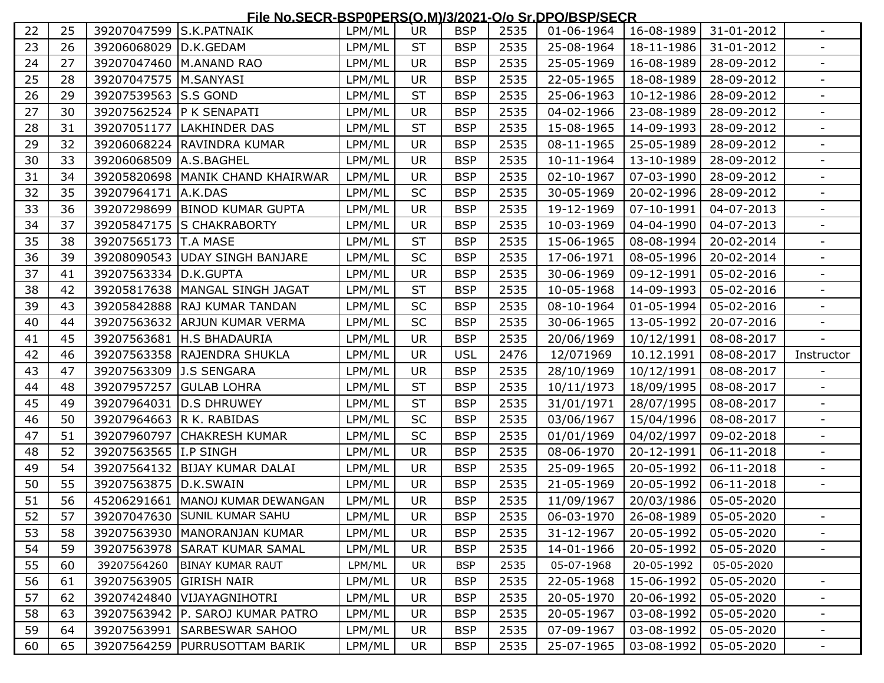| | | | | | | | | | | | |
|---|---|---|---|---|---|---|---|---|---|---|---|
| 22 | 25 | 39207047599 | S.K.PATNAIK | LPM/ML | UR | BSP | 2535 | 01-06-1964 | 16-08-1989 | 31-01-2012 | - |
| 23 | 26 | 39206068029 | D.K.GEDAM | LPM/ML | ST | BSP | 2535 | 25-08-1964 | 18-11-1986 | 31-01-2012 | - |
| 24 | 27 | 39207047460 | M.ANAND RAO | LPM/ML | UR | BSP | 2535 | 25-05-1969 | 16-08-1989 | 28-09-2012 | - |
| 25 | 28 | 39207047575 | M.SANYASI | LPM/ML | UR | BSP | 2535 | 22-05-1965 | 18-08-1989 | 28-09-2012 | - |
| 26 | 29 | 39207539563 | S.S GOND | LPM/ML | ST | BSP | 2535 | 25-06-1963 | 10-12-1986 | 28-09-2012 | - |
| 27 | 30 | 39207562524 | P K SENAPATI | LPM/ML | UR | BSP | 2535 | 04-02-1966 | 23-08-1989 | 28-09-2012 | - |
| 28 | 31 | 39207051177 | LAKHINDER DAS | LPM/ML | ST | BSP | 2535 | 15-08-1965 | 14-09-1993 | 28-09-2012 | - |
| 29 | 32 | 39206068224 | RAVINDRA KUMAR | LPM/ML | UR | BSP | 2535 | 08-11-1965 | 25-05-1989 | 28-09-2012 | - |
| 30 | 33 | 39206068509 | A.S.BAGHEL | LPM/ML | UR | BSP | 2535 | 10-11-1964 | 13-10-1989 | 28-09-2012 | - |
| 31 | 34 | 39205820698 | MANIK CHAND KHAIRWAR | LPM/ML | UR | BSP | 2535 | 02-10-1967 | 07-03-1990 | 28-09-2012 | - |
| 32 | 35 | 39207964171 | A.K.DAS | LPM/ML | SC | BSP | 2535 | 30-05-1969 | 20-02-1996 | 28-09-2012 | - |
| 33 | 36 | 39207298699 | BINOD KUMAR GUPTA | LPM/ML | UR | BSP | 2535 | 19-12-1969 | 07-10-1991 | 04-07-2013 | - |
| 34 | 37 | 39205847175 | S CHAKRABORTY | LPM/ML | UR | BSP | 2535 | 10-03-1969 | 04-04-1990 | 04-07-2013 | - |
| 35 | 38 | 39207565173 | T.A MASE | LPM/ML | ST | BSP | 2535 | 15-06-1965 | 08-08-1994 | 20-02-2014 | - |
| 36 | 39 | 39208090543 | UDAY SINGH BANJARE | LPM/ML | SC | BSP | 2535 | 17-06-1971 | 08-05-1996 | 20-02-2014 | - |
| 37 | 41 | 39207563334 | D.K.GUPTA | LPM/ML | UR | BSP | 2535 | 30-06-1969 | 09-12-1991 | 05-02-2016 | - |
| 38 | 42 | 39205817638 | MANGAL SINGH JAGAT | LPM/ML | ST | BSP | 2535 | 10-05-1968 | 14-09-1993 | 05-02-2016 | - |
| 39 | 43 | 39205842888 | RAJ KUMAR TANDAN | LPM/ML | SC | BSP | 2535 | 08-10-1964 | 01-05-1994 | 05-02-2016 | - |
| 40 | 44 | 39207563632 | ARJUN KUMAR VERMA | LPM/ML | SC | BSP | 2535 | 30-06-1965 | 13-05-1992 | 20-07-2016 | - |
| 41 | 45 | 39207563681 | H.S BHADAURIA | LPM/ML | UR | BSP | 2535 | 20/06/1969 | 10/12/1991 | 08-08-2017 | - |
| 42 | 46 | 39207563358 | RAJENDRA SHUKLA | LPM/ML | UR | USL | 2476 | 12/071969 | 10.12.1991 | 08-08-2017 | Instructor |
| 43 | 47 | 39207563309 | J.S SENGARA | LPM/ML | UR | BSP | 2535 | 28/10/1969 | 10/12/1991 | 08-08-2017 | - |
| 44 | 48 | 39207957257 | GULAB LOHRA | LPM/ML | ST | BSP | 2535 | 10/11/1973 | 18/09/1995 | 08-08-2017 | - |
| 45 | 49 | 39207964031 | D.S DHRUWEY | LPM/ML | ST | BSP | 2535 | 31/01/1971 | 28/07/1995 | 08-08-2017 | - |
| 46 | 50 | 39207964663 | R K. RABIDAS | LPM/ML | SC | BSP | 2535 | 03/06/1967 | 15/04/1996 | 08-08-2017 | - |
| 47 | 51 | 39207960797 | CHAKRESH KUMAR | LPM/ML | SC | BSP | 2535 | 01/01/1969 | 04/02/1997 | 09-02-2018 | - |
| 48 | 52 | 39207563565 | I.P SINGH | LPM/ML | UR | BSP | 2535 | 08-06-1970 | 20-12-1991 | 06-11-2018 | - |
| 49 | 54 | 39207564132 | BIJAY KUMAR DALAI | LPM/ML | UR | BSP | 2535 | 25-09-1965 | 20-05-1992 | 06-11-2018 | - |
| 50 | 55 | 39207563875 | D.K.SWAIN | LPM/ML | UR | BSP | 2535 | 21-05-1969 | 20-05-1992 | 06-11-2018 | - |
| 51 | 56 | 45206291661 | MANOJ KUMAR DEWANGAN | LPM/ML | UR | BSP | 2535 | 11/09/1967 | 20/03/1986 | 05-05-2020 | |
| 52 | 57 | 39207047630 | SUNIL KUMAR SAHU | LPM/ML | UR | BSP | 2535 | 06-03-1970 | 26-08-1989 | 05-05-2020 | - |
| 53 | 58 | 39207563930 | MANORANJAN KUMAR | LPM/ML | UR | BSP | 2535 | 31-12-1967 | 20-05-1992 | 05-05-2020 | - |
| 54 | 59 | 39207563978 | SARAT KUMAR SAMAL | LPM/ML | UR | BSP | 2535 | 14-01-1966 | 20-05-1992 | 05-05-2020 | - |
| 55 | 60 | 39207564260 | BINAY KUMAR RAUT | LPM/ML | UR | BSP | 2535 | 05-07-1968 | 20-05-1992 | 05-05-2020 | |
| 56 | 61 | 39207563905 | GIRISH NAIR | LPM/ML | UR | BSP | 2535 | 22-05-1968 | 15-06-1992 | 05-05-2020 | - |
| 57 | 62 | 39207424840 | VIJAYAGNIHOTRI | LPM/ML | UR | BSP | 2535 | 20-05-1970 | 20-06-1992 | 05-05-2020 | - |
| 58 | 63 | 39207563942 | P. SAROJ KUMAR PATRO | LPM/ML | UR | BSP | 2535 | 20-05-1967 | 03-08-1992 | 05-05-2020 | - |
| 59 | 64 | 39207563991 | SARBESWAR SAHOO | LPM/ML | UR | BSP | 2535 | 07-09-1967 | 03-08-1992 | 05-05-2020 | - |
| 60 | 65 | 39207564259 | PURRUSOTTAM BARIK | LPM/ML | UR | BSP | 2535 | 25-07-1965 | 03-08-1992 | 05-05-2020 | - |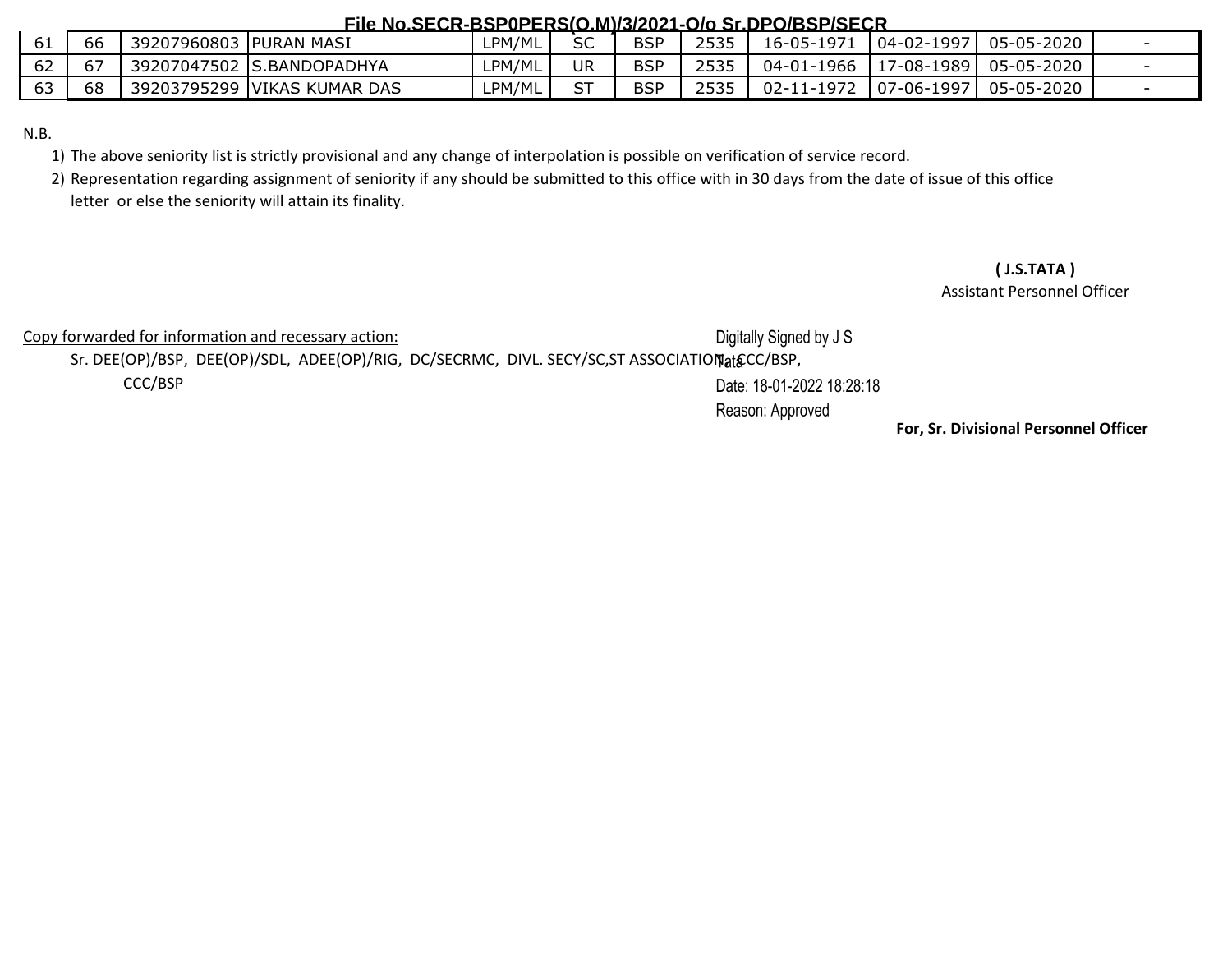File No.SECR-BSP0PERS(O,M)/3/2021-O/o Sr.DPO/BSP/SECR

| | | | | | | | | | | | |
|---|---|---|---|---|---|---|---|---|---|---|---|
| 61 | 66 | 39207960803 | PURAN MASI | LPM/ML | SC | BSP | 2535 | 16-05-1971 | 04-02-1997 | 05-05-2020 | - |
| 62 | 67 | 39207047502 | S.BANDOPADHYA | LPM/ML | UR | BSP | 2535 | 04-01-1966 | 17-08-1989 | 05-05-2020 | - |
| 63 | 68 | 39203795299 | VIKAS KUMAR DAS | LPM/ML | ST | BSP | 2535 | 02-11-1972 | 07-06-1997 | 05-05-2020 | - |

N.B.

1) The above seniority list is strictly provisional and any change of interpolation is possible on verification of service record.
2) Representation regarding assignment of seniority if any should be submitted to this office with in 30 days from the date of issue of this office letter or else the seniority will attain its finality.

**( J.S.TATA )**
Assistant Personnel Officer

Copy forwarded for information and recessary action:

Sr. DEE(OP)/BSP, DEE(OP)/SDL, ADEE(OP)/RIG, DC/SECRMC, DIVL. SECY/SC,ST ASSOCIATION, CCC/BSP,
CCC/BSP

Digitally Signed by J S Tata
Date: 18-01-2022 18:28:18
Reason: Approved

**For, Sr. Divisional Personnel Officer**